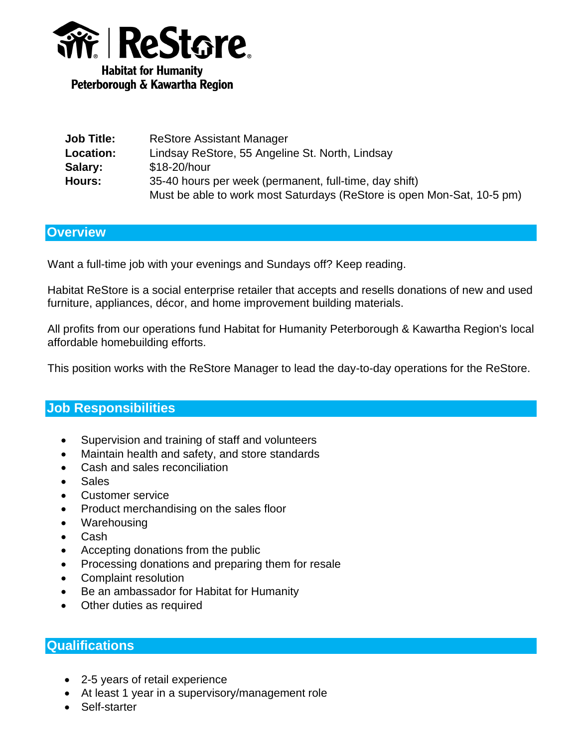**ReStore**

**Habitat for Humanity**
**Peterborough & Kawartha Region**

| | |
|---|---|
| **Job Title:** | ReStore Assistant Manager |
| **Location:** | Lindsay ReStore, 55 Angeline St. North, Lindsay |
| **Salary:** | $18-20/hour |
| **Hours:** | 35-40 hours per week (permanent, full-time, day shift)<br>Must be able to work most Saturdays (ReStore is open Mon-Sat, 10-5 pm) |

## Overview

Want a full-time job with your evenings and Sundays off? Keep reading.

Habitat ReStore is a social enterprise retailer that accepts and resells donations of new and used furniture, appliances, décor, and home improvement building materials.

All profits from our operations fund Habitat for Humanity Peterborough & Kawartha Region's local affordable homebuilding efforts.

This position works with the ReStore Manager to lead the day-to-day operations for the ReStore.

## Job Responsibilities

- Supervision and training of staff and volunteers
- Maintain health and safety, and store standards
- Cash and sales reconciliation
- Sales
- Customer service
- Product merchandising on the sales floor
- Warehousing
- Cash
- Accepting donations from the public
- Processing donations and preparing them for resale
- Complaint resolution
- Be an ambassador for Habitat for Humanity
- Other duties as required

## Qualifications

- 2-5 years of retail experience
- At least 1 year in a supervisory/management role
- Self-starter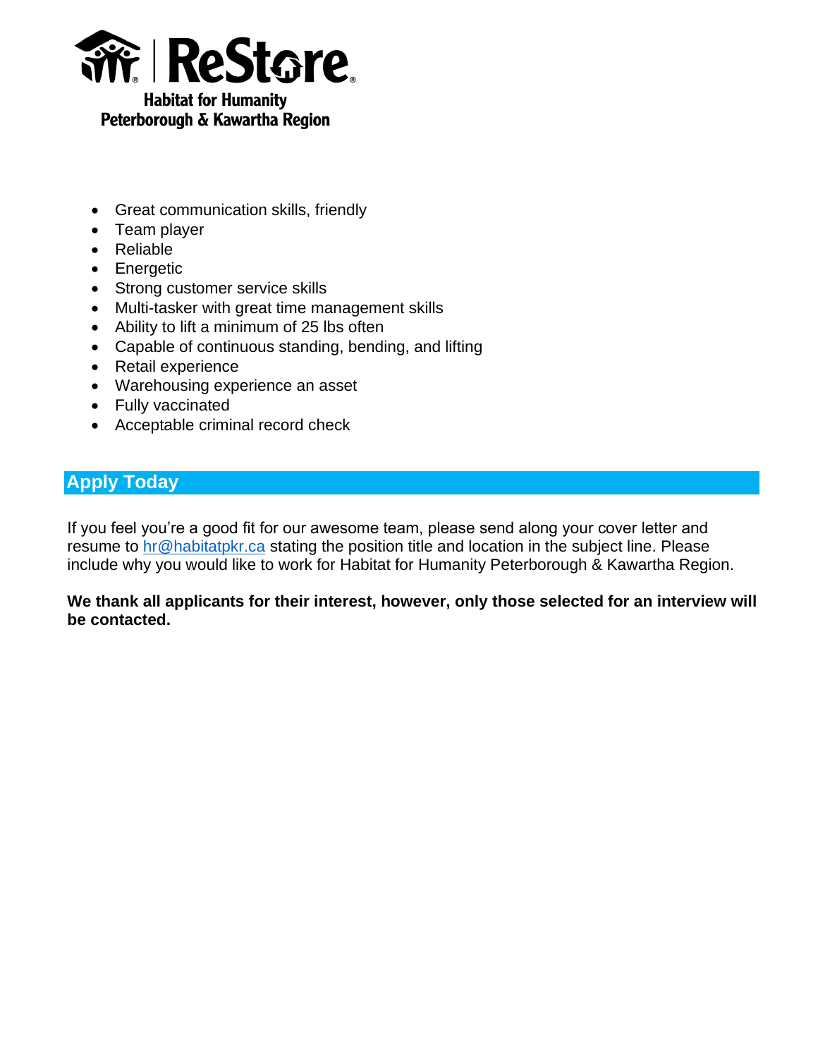Habitat for Humanity
Peterborough & Kawartha Region

- Great communication skills, friendly
- Team player
- Reliable
- Energetic
- Strong customer service skills
- Multi-tasker with great time management skills
- Ability to lift a minimum of 25 lbs often
- Capable of continuous standing, bending, and lifting
- Retail experience
- Warehousing experience an asset
- Fully vaccinated
- Acceptable criminal record check

## Apply Today

If you feel you're a good fit for our awesome team, please send along your cover letter and resume to hr@habitatpkr.ca stating the position title and location in the subject line. Please include why you would like to work for Habitat for Humanity Peterborough & Kawartha Region.

**We thank all applicants for their interest, however, only those selected for an interview will be contacted.**